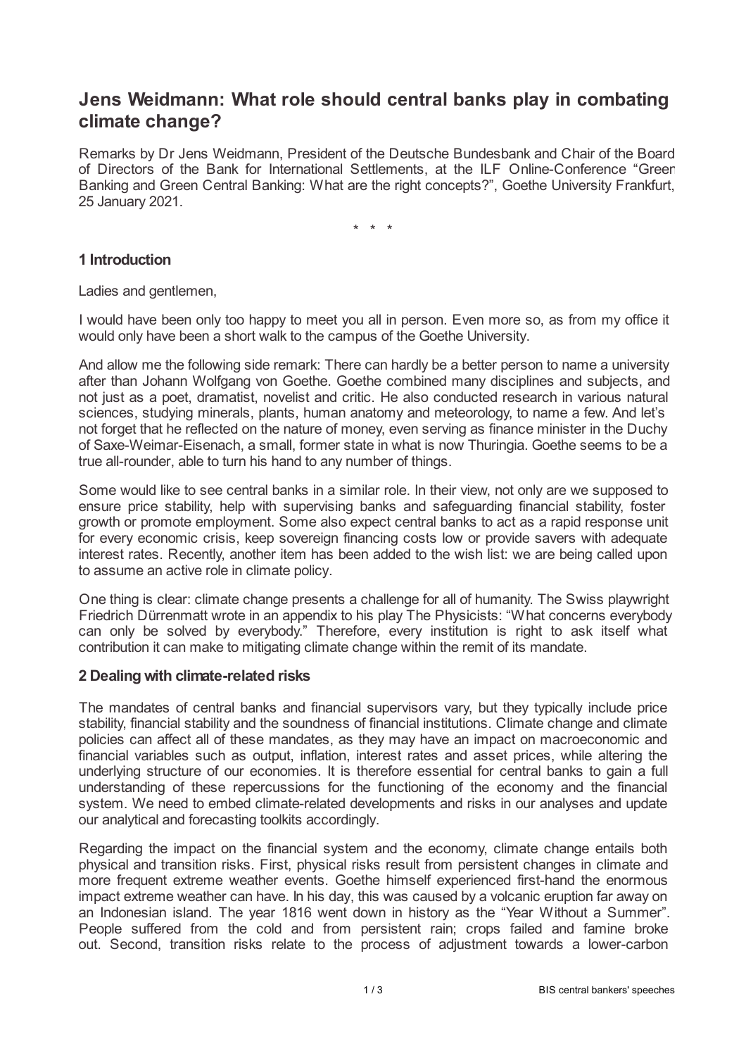# Jens Weidmann: What role should central banks play in combating climate change?

Remarks by Dr Jens Weidmann, President of the Deutsche Bundesbank and Chair of the Board of Directors of the Bank for International Settlements, at the ILF Online-Conference "Green Banking and Green Central Banking: What are the right concepts?", Goethe University Frankfurt, 25 January 2021.

\* \* \*

## 1 Introduction

Ladies and gentlemen,

I would have been only too happy to meet you all in person. Even more so, as from my office it would only have been a short walk to the campus of the Goethe University.

And allow me the following side remark: There can hardly be a better person to name a university after than Johann Wolfgang von Goethe. Goethe combined many disciplines and subjects, and not just as a poet, dramatist, novelist and critic. He also conducted research in various natural sciences, studying minerals, plants, human anatomy and meteorology, to name a few. And let's not forget that he reflected on the nature of money, even serving as finance minister in the Duchy of Saxe-Weimar-Eisenach, a small, former state in what is now Thuringia. Goethe seems to be a true all-rounder, able to turn his hand to any number of things.

Some would like to see central banks in a similar role. In their view, not only are we supposed to ensure price stability, help with supervising banks and safeguarding financial stability, foster growth or promote employment. Some also expect central banks to act as a rapid response unit for every economic crisis, keep sovereign financing costs low or provide savers with adequate interest rates. Recently, another item has been added to the wish list: we are being called upon to assume an active role in climate policy.

One thing is clear: climate change presents a challenge for all of humanity. The Swiss playwright Friedrich Dürrenmatt wrote in an appendix to his play The Physicists: "What concerns everybody can only be solved by everybody." Therefore, every institution is right to ask itself what contribution it can make to mitigating climate change within the remit of its mandate.

## 2 Dealing with climate-related risks

The mandates of central banks and financial supervisors vary, but they typically include price stability, financial stability and the soundness of financial institutions. Climate change and climate policies can affect all of these mandates, as they may have an impact on macroeconomic and financial variables such as output, inflation, interest rates and asset prices, while altering the underlying structure of our economies. It is therefore essential for central banks to gain a full understanding of these repercussions for the functioning of the economy and the financial system. We need to embed climate-related developments and risks in our analyses and update our analytical and forecasting toolkits accordingly.

Regarding the impact on the financial system and the economy, climate change entails both physical and transition risks. First, physical risks result from persistent changes in climate and more frequent extreme weather events. Goethe himself experienced first-hand the enormous impact extreme weather can have. In his day, this was caused by a volcanic eruption far away on an Indonesian island. The year 1816 went down in history as the "Year Without a Summer". People suffered from the cold and from persistent rain; crops failed and famine broke out. Second, transition risks relate to the process of adjustment towards a lower-carbon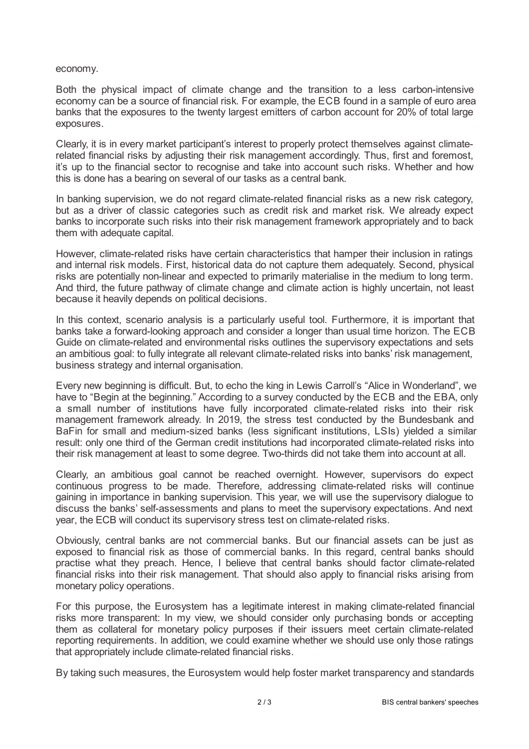economy.

Both the physical impact of climate change and the transition to a less carbon-intensive economy can be a source of financial risk. For example, the ECB found in a sample of euro area banks that the exposures to the twenty largest emitters of carbon account for 20% of total large exposures.

Clearly, it is in every market participant's interest to properly protect themselves against climate-related financial risks by adjusting their risk management accordingly. Thus, first and foremost, it's up to the financial sector to recognise and take into account such risks. Whether and how this is done has a bearing on several of our tasks as a central bank.

In banking supervision, we do not regard climate-related financial risks as a new risk category, but as a driver of classic categories such as credit risk and market risk. We already expect banks to incorporate such risks into their risk management framework appropriately and to back them with adequate capital.

However, climate-related risks have certain characteristics that hamper their inclusion in ratings and internal risk models. First, historical data do not capture them adequately. Second, physical risks are potentially non-linear and expected to primarily materialise in the medium to long term. And third, the future pathway of climate change and climate action is highly uncertain, not least because it heavily depends on political decisions.

In this context, scenario analysis is a particularly useful tool. Furthermore, it is important that banks take a forward-looking approach and consider a longer than usual time horizon. The ECB Guide on climate-related and environmental risks outlines the supervisory expectations and sets an ambitious goal: to fully integrate all relevant climate-related risks into banks' risk management, business strategy and internal organisation.

Every new beginning is difficult. But, to echo the king in Lewis Carroll's "Alice in Wonderland", we have to "Begin at the beginning." According to a survey conducted by the ECB and the EBA, only a small number of institutions have fully incorporated climate-related risks into their risk management framework already. In 2019, the stress test conducted by the Bundesbank and BaFin for small and medium-sized banks (less significant institutions, LSIs) yielded a similar result: only one third of the German credit institutions had incorporated climate-related risks into their risk management at least to some degree. Two-thirds did not take them into account at all.

Clearly, an ambitious goal cannot be reached overnight. However, supervisors do expect continuous progress to be made. Therefore, addressing climate-related risks will continue gaining in importance in banking supervision. This year, we will use the supervisory dialogue to discuss the banks' self-assessments and plans to meet the supervisory expectations. And next year, the ECB will conduct its supervisory stress test on climate-related risks.

Obviously, central banks are not commercial banks. But our financial assets can be just as exposed to financial risk as those of commercial banks. In this regard, central banks should practise what they preach. Hence, I believe that central banks should factor climate-related financial risks into their risk management. That should also apply to financial risks arising from monetary policy operations.

For this purpose, the Eurosystem has a legitimate interest in making climate-related financial risks more transparent: In my view, we should consider only purchasing bonds or accepting them as collateral for monetary policy purposes if their issuers meet certain climate-related reporting requirements. In addition, we could examine whether we should use only those ratings that appropriately include climate-related financial risks.

By taking such measures, the Eurosystem would help foster market transparency and standards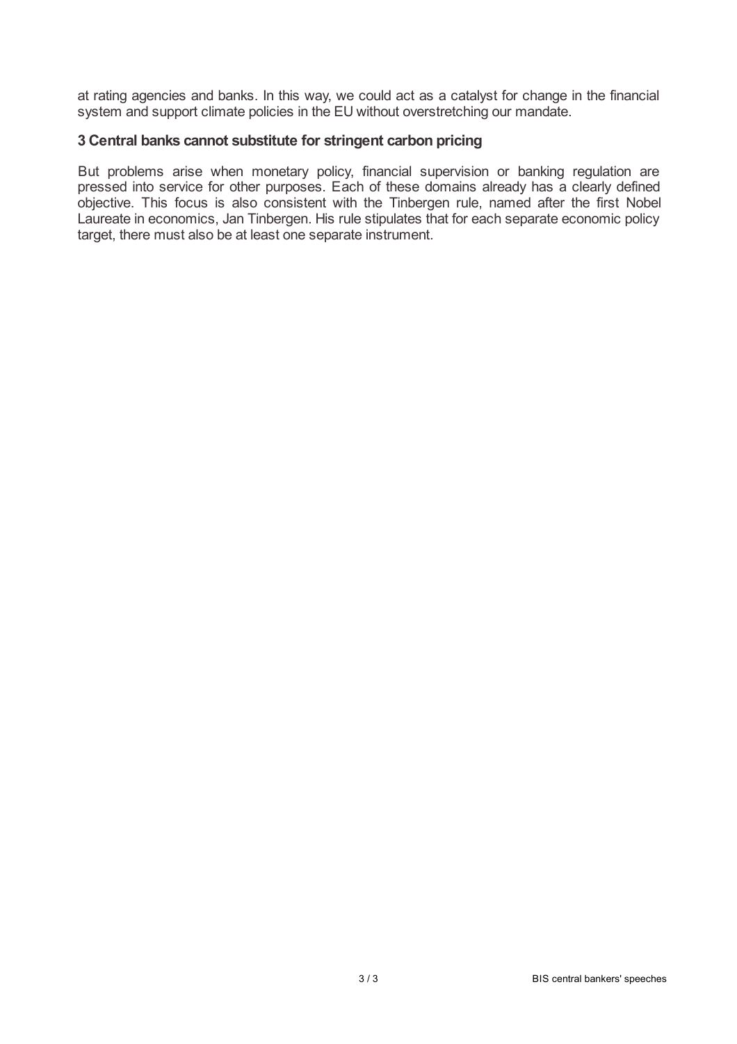at rating agencies and banks. In this way, we could act as a catalyst for change in the financial system and support climate policies in the EU without overstretching our mandate.

## 3 Central banks cannot substitute for stringent carbon pricing

But problems arise when monetary policy, financial supervision or banking regulation are pressed into service for other purposes. Each of these domains already has a clearly defined objective. This focus is also consistent with the Tinbergen rule, named after the first Nobel Laureate in economics, Jan Tinbergen. His rule stipulates that for each separate economic policy target, there must also be at least one separate instrument.